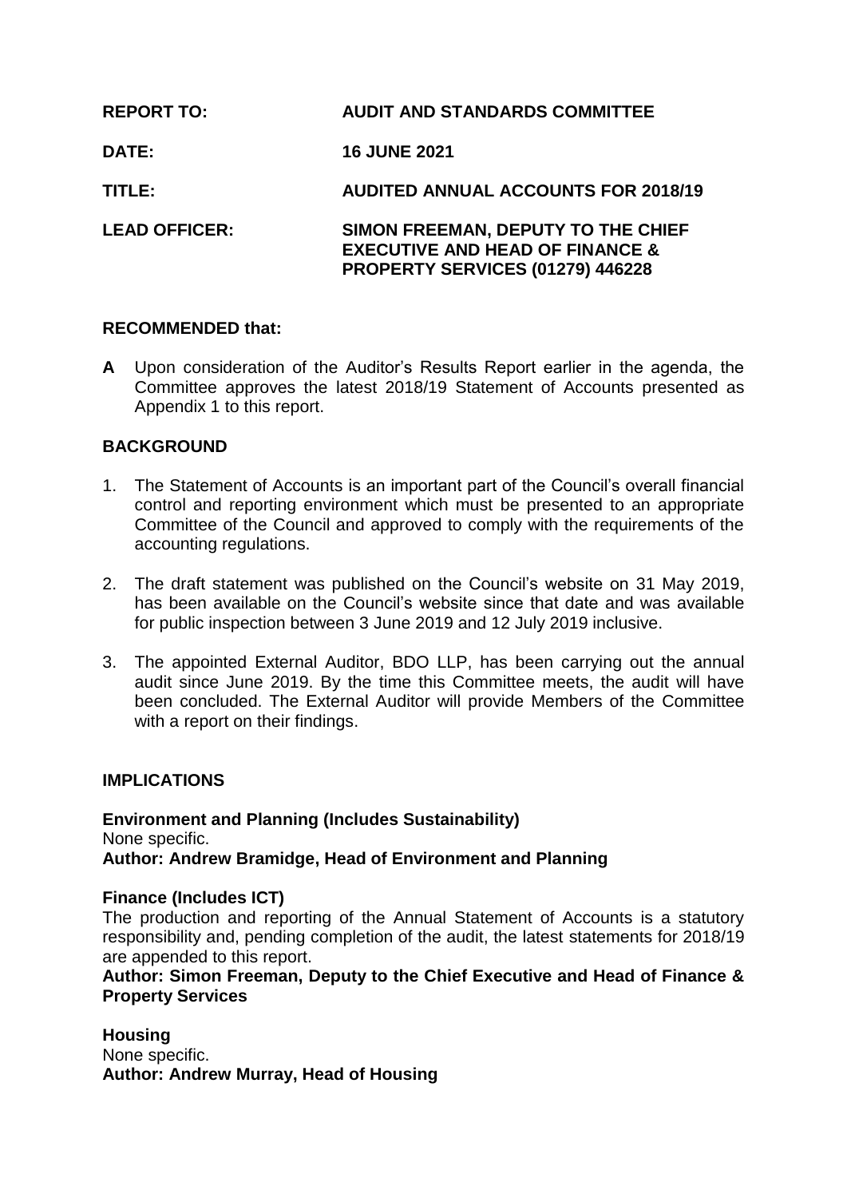| | |
|---|---|
| **REPORT TO:** | **AUDIT AND STANDARDS COMMITTEE** |
| **DATE:** | **16 JUNE 2021** |
| **TITLE:** | **AUDITED ANNUAL ACCOUNTS FOR 2018/19** |
| **LEAD OFFICER:** | **SIMON FREEMAN, DEPUTY TO THE CHIEF EXECUTIVE AND HEAD OF FINANCE & PROPERTY SERVICES (01279) 446228** |

**RECOMMENDED that:**

**A** Upon consideration of the Auditor's Results Report earlier in the agenda, the Committee approves the latest 2018/19 Statement of Accounts presented as Appendix 1 to this report.

**BACKGROUND**

1. The Statement of Accounts is an important part of the Council's overall financial control and reporting environment which must be presented to an appropriate Committee of the Council and approved to comply with the requirements of the accounting regulations.

2. The draft statement was published on the Council's website on 31 May 2019, has been available on the Council's website since that date and was available for public inspection between 3 June 2019 and 12 July 2019 inclusive.

3. The appointed External Auditor, BDO LLP, has been carrying out the annual audit since June 2019. By the time this Committee meets, the audit will have been concluded. The External Auditor will provide Members of the Committee with a report on their findings.

**IMPLICATIONS**

**Environment and Planning (Includes Sustainability)**
None specific.
**Author: Andrew Bramidge, Head of Environment and Planning**

**Finance (Includes ICT)**
The production and reporting of the Annual Statement of Accounts is a statutory responsibility and, pending completion of the audit, the latest statements for 2018/19 are appended to this report.
**Author: Simon Freeman, Deputy to the Chief Executive and Head of Finance & Property Services**

**Housing**
None specific.
**Author: Andrew Murray, Head of Housing**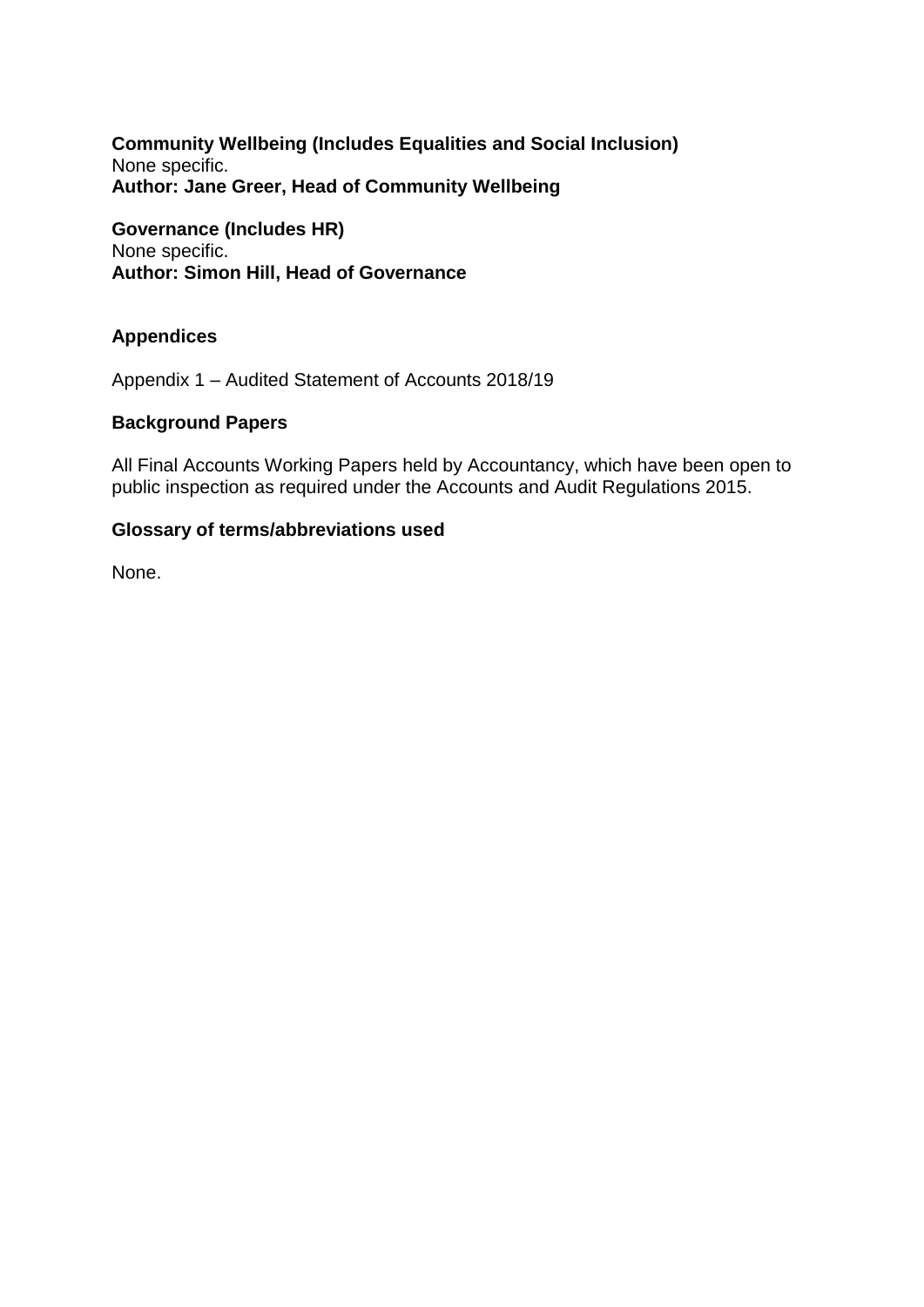**Community Wellbeing (Includes Equalities and Social Inclusion)**
None specific.
**Author: Jane Greer, Head of Community Wellbeing**

**Governance (Includes HR)**
None specific.
**Author: Simon Hill, Head of Governance**

## Appendices

Appendix 1 – Audited Statement of Accounts 2018/19

## Background Papers

All Final Accounts Working Papers held by Accountancy, which have been open to public inspection as required under the Accounts and Audit Regulations 2015.

## Glossary of terms/abbreviations used

None.